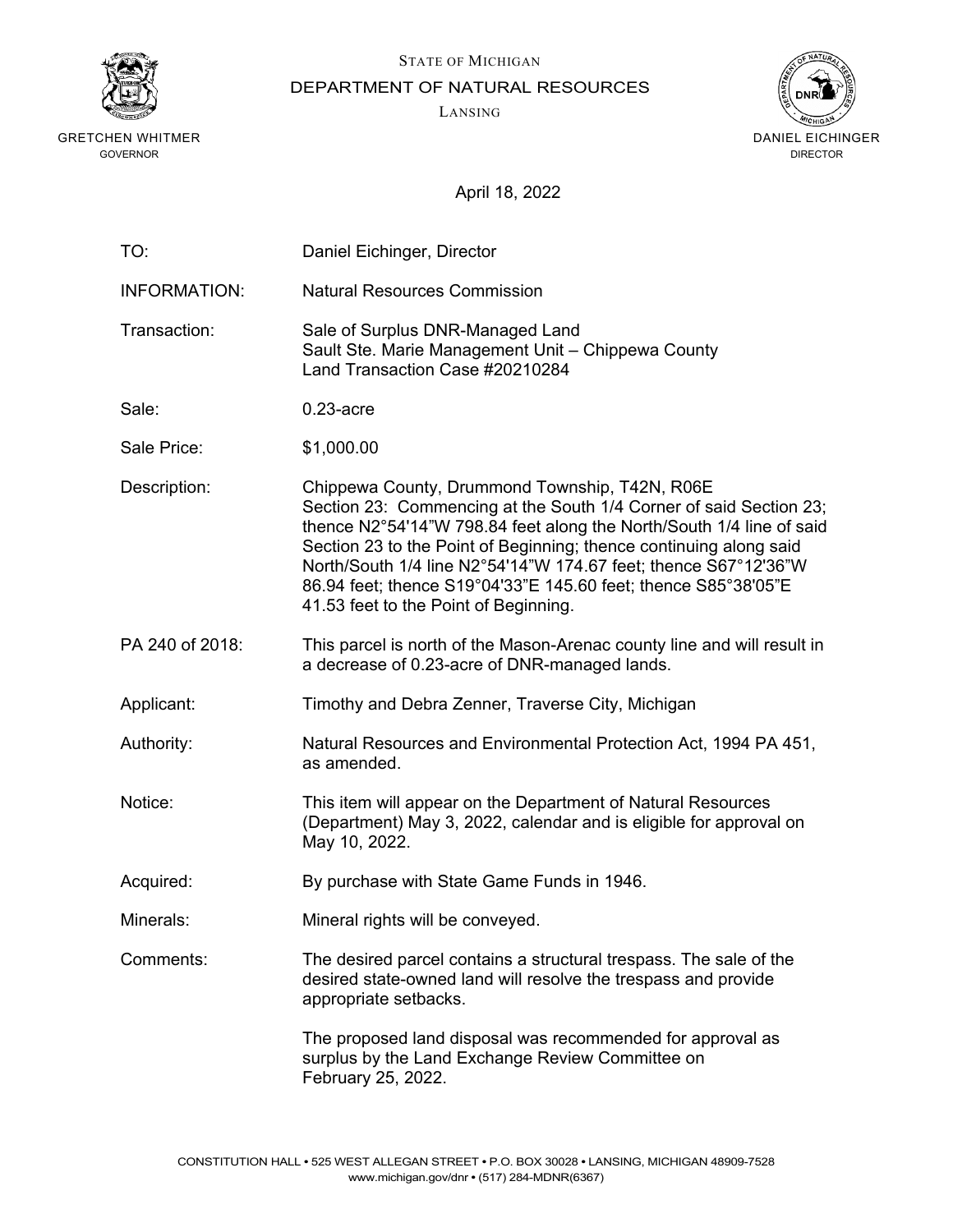STATE OF MICHIGAN

DEPARTMENT OF NATURAL RESOURCES

LANSING

GRETCHEN WHITMER
GOVERNOR

DANIEL EICHINGER
DIRECTOR

April 18, 2022

| | |
|---|---|
| TO: | Daniel Eichinger, Director |
| INFORMATION: | Natural Resources Commission |
| Transaction: | Sale of Surplus DNR-Managed Land<br>Sault Ste. Marie Management Unit – Chippewa County<br>Land Transaction Case #20210284 |
| Sale: | 0.23-acre |
| Sale Price: | $1,000.00 |
| Description: | Chippewa County, Drummond Township, T42N, R06E<br>Section 23: Commencing at the South 1/4 Corner of said Section 23; thence N2°54'14"W 798.84 feet along the North/South 1/4 line of said Section 23 to the Point of Beginning; thence continuing along said North/South 1/4 line N2°54'14"W 174.67 feet; thence S67°12'36"W 86.94 feet; thence S19°04'33"E 145.60 feet; thence S85°38'05"E 41.53 feet to the Point of Beginning. |
| PA 240 of 2018: | This parcel is north of the Mason-Arenac county line and will result in a decrease of 0.23-acre of DNR-managed lands. |
| Applicant: | Timothy and Debra Zenner, Traverse City, Michigan |
| Authority: | Natural Resources and Environmental Protection Act, 1994 PA 451, as amended. |
| Notice: | This item will appear on the Department of Natural Resources (Department) May 3, 2022, calendar and is eligible for approval on May 10, 2022. |
| Acquired: | By purchase with State Game Funds in 1946. |
| Minerals: | Mineral rights will be conveyed. |
| Comments: | The desired parcel contains a structural trespass. The sale of the desired state-owned land will resolve the trespass and provide appropriate setbacks.<br><br>The proposed land disposal was recommended for approval as surplus by the Land Exchange Review Committee on February 25, 2022. |

CONSTITUTION HALL • 525 WEST ALLEGAN STREET • P.O. BOX 30028 • LANSING, MICHIGAN 48909-7528
www.michigan.gov/dnr • (517) 284-MDNR(6367)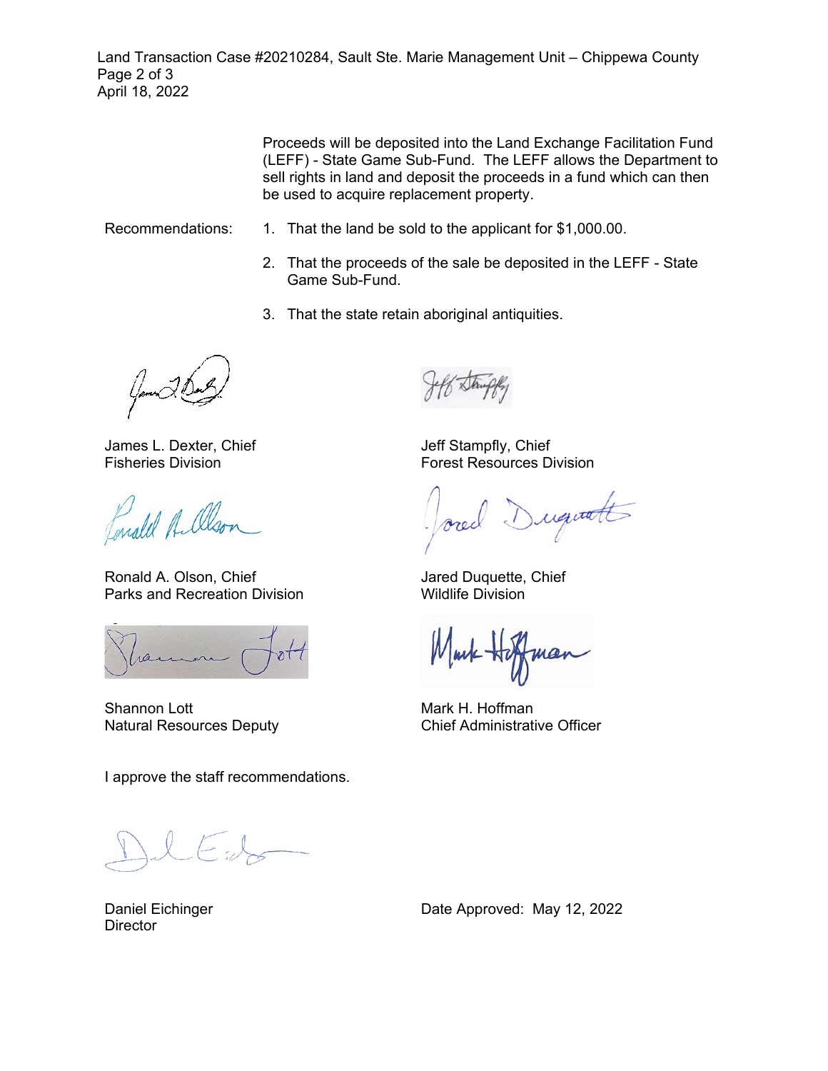Proceeds will be deposited into the Land Exchange Facilitation Fund (LEFF) - State Game Sub-Fund. The LEFF allows the Department to sell rights in land and deposit the proceeds in a fund which can then be used to acquire replacement property.

Recommendations:

1. That the land be sold to the applicant for $1,000.00.
2. That the proceeds of the sale be deposited in the LEFF - State Game Sub-Fund.
3. That the state retain aboriginal antiquities.

James L. Dexter, Chief
Fisheries Division

Jeff Stampfly, Chief
Forest Resources Division

Ronald A. Olson, Chief
Parks and Recreation Division

Jared Duquette, Chief
Wildlife Division

Shannon Lott
Natural Resources Deputy

Mark H. Hoffman
Chief Administrative Officer

I approve the staff recommendations.

Daniel Eichinger
Director

Date Approved: May 12, 2022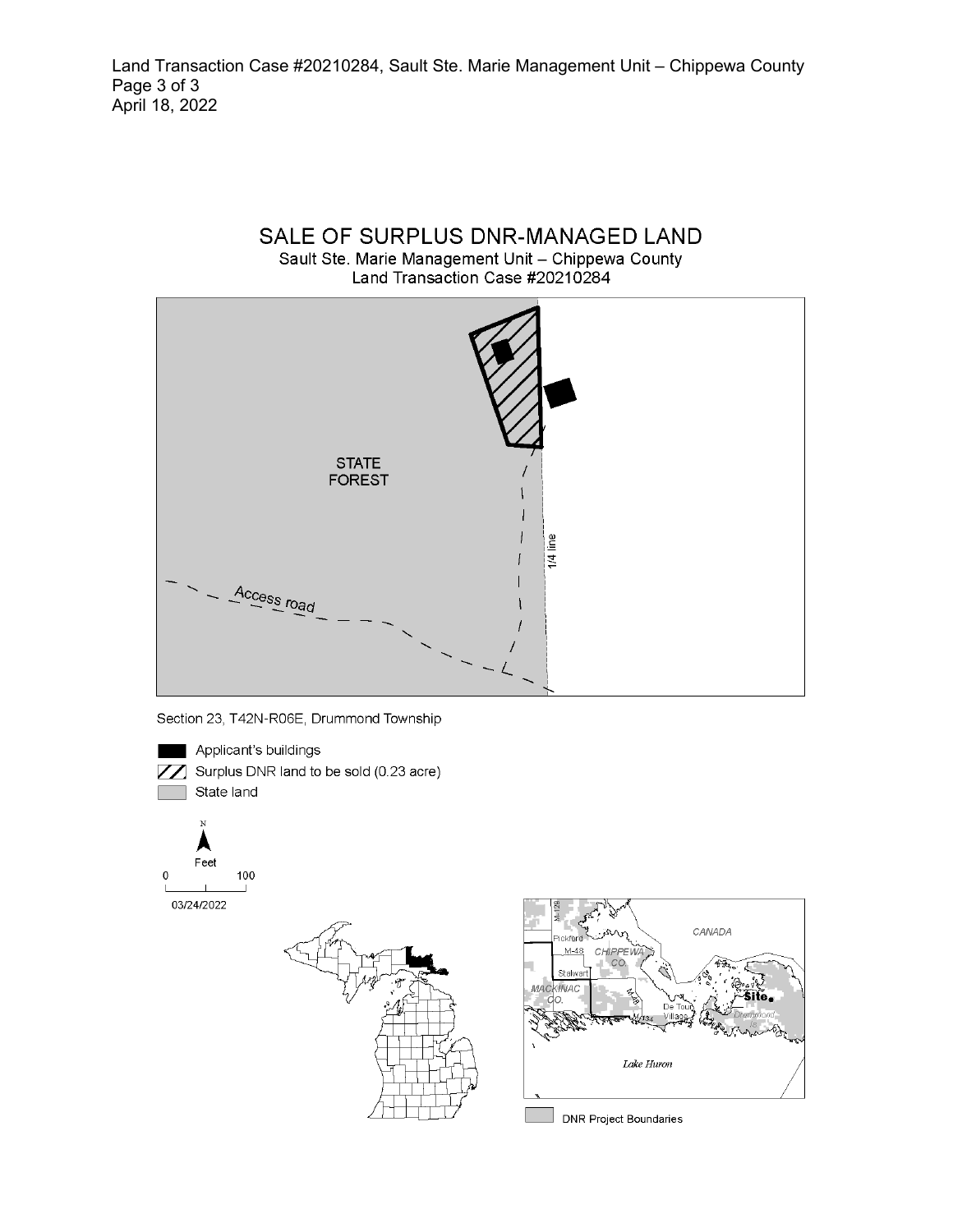# SALE OF SURPLUS DNR-MANAGED LAND

Sault Ste. Marie Management Unit – Chippewa County
Land Transaction Case #20210284

STATE FOREST

Access road

1/4 line

Section 23, T42N-R06E, Drummond Township

Applicant's buildings

Surplus DNR land to be sold (0.23 acre)

State land

N

Feet

0 100

03/24/2022

M-129

Pickford

M-48

CHIPPEWA CO.

Stalwart

MACKINAC CO.

M-48

CANADA

De Tour Village

M-134

Site

Drummond Is.

Lake Huron

DNR Project Boundaries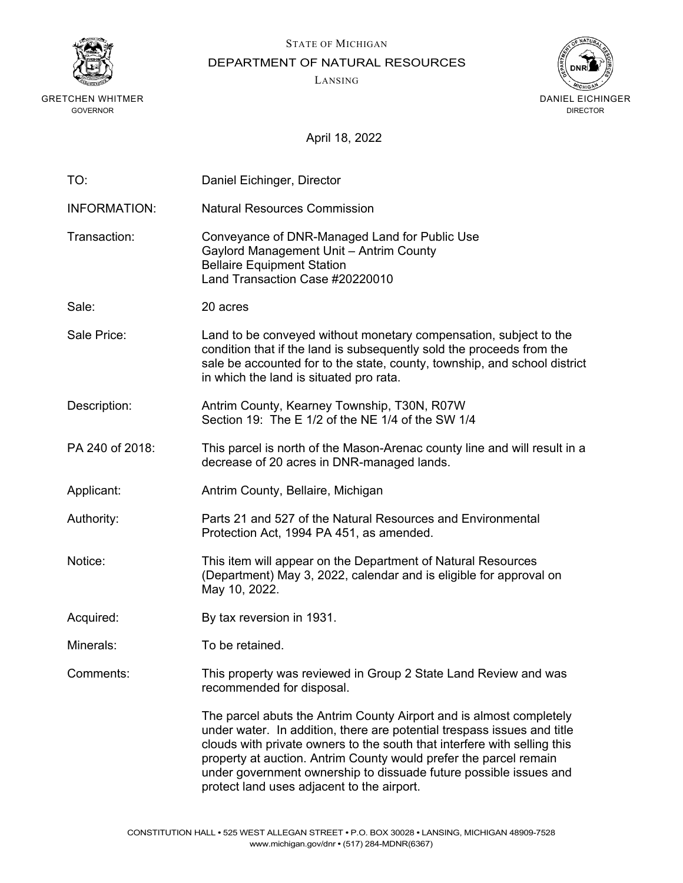STATE OF MICHIGAN

DEPARTMENT OF NATURAL RESOURCES

LANSING

GRETCHEN WHITMER
GOVERNOR

DANIEL EICHINGER
DIRECTOR

April 18, 2022

| | |
|---|---|
| TO: | Daniel Eichinger, Director |
| INFORMATION: | Natural Resources Commission |
| Transaction: | Conveyance of DNR-Managed Land for Public Use<br>Gaylord Management Unit – Antrim County<br>Bellaire Equipment Station<br>Land Transaction Case #20220010 |
| Sale: | 20 acres |
| Sale Price: | Land to be conveyed without monetary compensation, subject to the condition that if the land is subsequently sold the proceeds from the sale be accounted for to the state, county, township, and school district in which the land is situated pro rata. |
| Description: | Antrim County, Kearney Township, T30N, R07W<br>Section 19: The E 1/2 of the NE 1/4 of the SW 1/4 |
| PA 240 of 2018: | This parcel is north of the Mason-Arenac county line and will result in a decrease of 20 acres in DNR-managed lands. |
| Applicant: | Antrim County, Bellaire, Michigan |
| Authority: | Parts 21 and 527 of the Natural Resources and Environmental Protection Act, 1994 PA 451, as amended. |
| Notice: | This item will appear on the Department of Natural Resources (Department) May 3, 2022, calendar and is eligible for approval on May 10, 2022. |
| Acquired: | By tax reversion in 1931. |
| Minerals: | To be retained. |
| Comments: | This property was reviewed in Group 2 State Land Review and was recommended for disposal.<br><br>The parcel abuts the Antrim County Airport and is almost completely under water. In addition, there are potential trespass issues and title clouds with private owners to the south that interfere with selling this property at auction. Antrim County would prefer the parcel remain under government ownership to dissuade future possible issues and protect land uses adjacent to the airport. |

CONSTITUTION HALL • 525 WEST ALLEGAN STREET • P.O. BOX 30028 • LANSING, MICHIGAN 48909-7528
www.michigan.gov/dnr • (517) 284-MDNR(6367)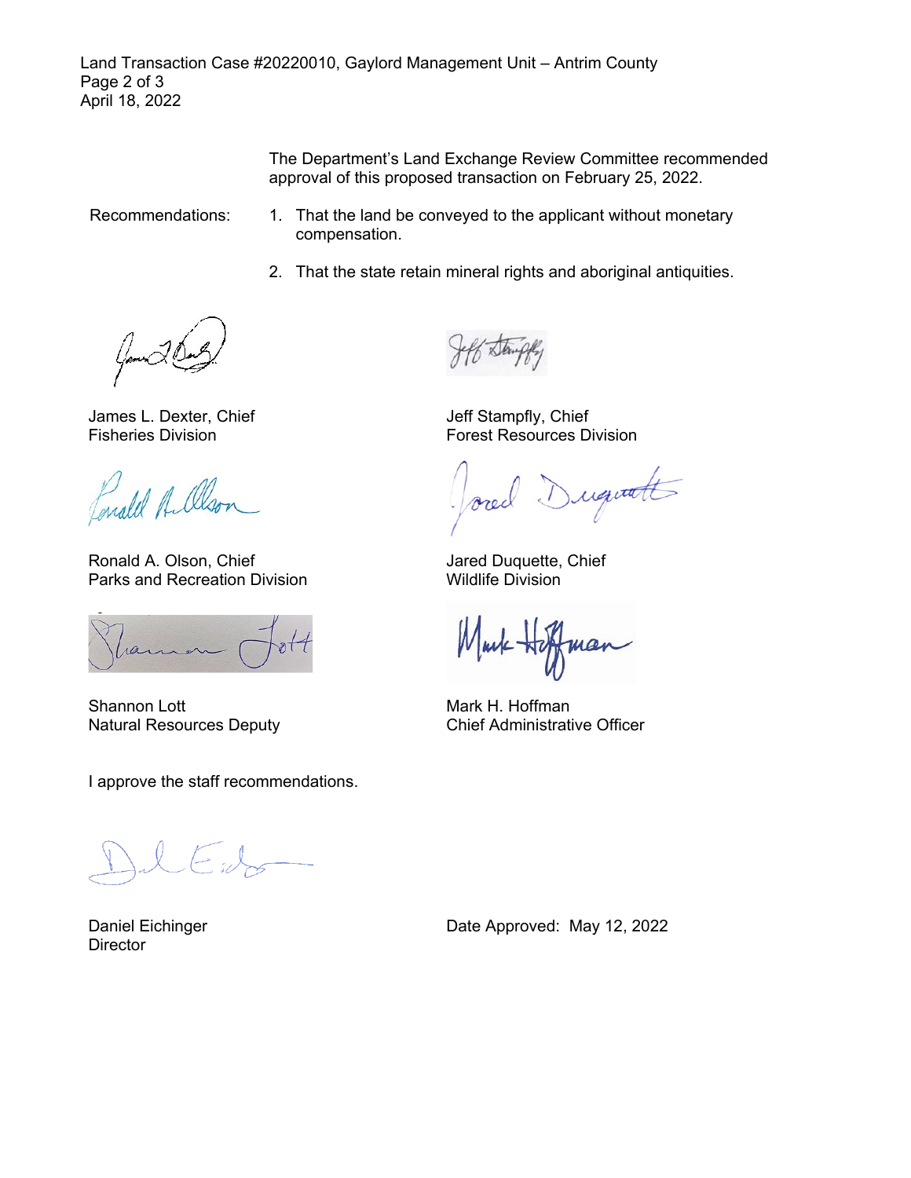The Department's Land Exchange Review Committee recommended approval of this proposed transaction on February 25, 2022.

Recommendations:

1. That the land be conveyed to the applicant without monetary compensation.
2. That the state retain mineral rights and aboriginal antiquities.

James L. Dexter, Chief
Fisheries Division

Jeff Stampfly, Chief
Forest Resources Division

Ronald A. Olson, Chief
Parks and Recreation Division

Jared Duquette, Chief
Wildlife Division

Shannon Lott
Natural Resources Deputy

Mark H. Hoffman
Chief Administrative Officer

I approve the staff recommendations.

Daniel Eichinger
Director

Date Approved: May 12, 2022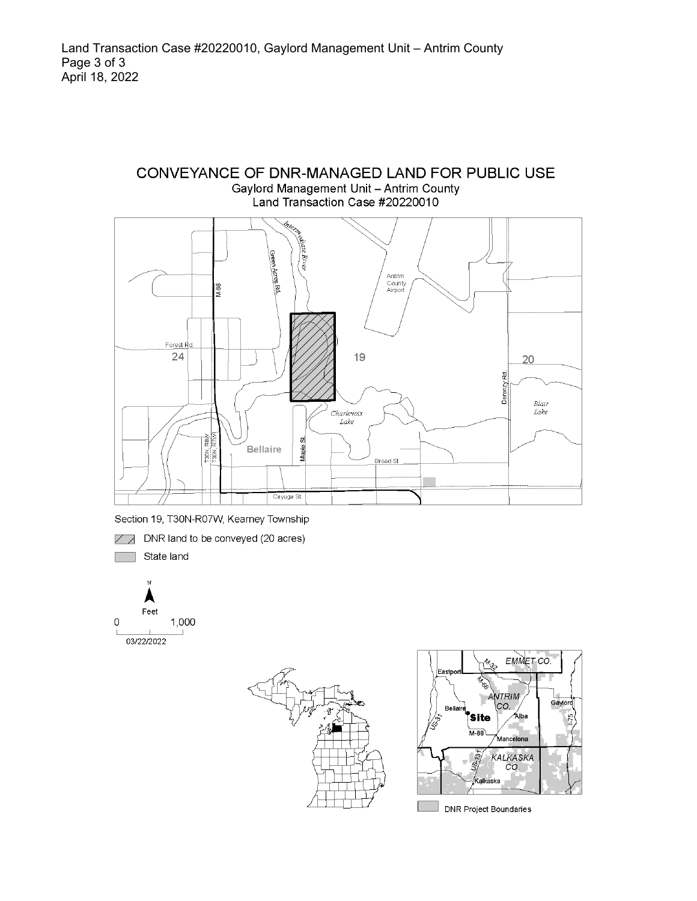# CONVEYANCE OF DNR-MANAGED LAND FOR PUBLIC USE

Gaylord Management Unit – Antrim County
Land Transaction Case #20220010

Intermediate River
Green Acres Rd.
M-88
Antrim County Airport
Forest Rd.
24
19
20
Derenzy Rd.
Blair Lake
Charlevoix Lake
T30N, R08W
T30N, R07W
Bellaire
Maple St.
Broad St.
Cayuga St.

Section 19, T30N-R07W, Kearney Township

DNR land to be conveyed (20 acres)

State land

N

Feet

0 1,000

03/22/2022

EMMET CO.
Eastport
M-32
M-66
ANTRIM CO.
Gaylord
Bellaire
Site
Alba
US-31
I-75
M-88
Mancelona
KALKASKA CO.
US-131
Kalkaska

DNR Project Boundaries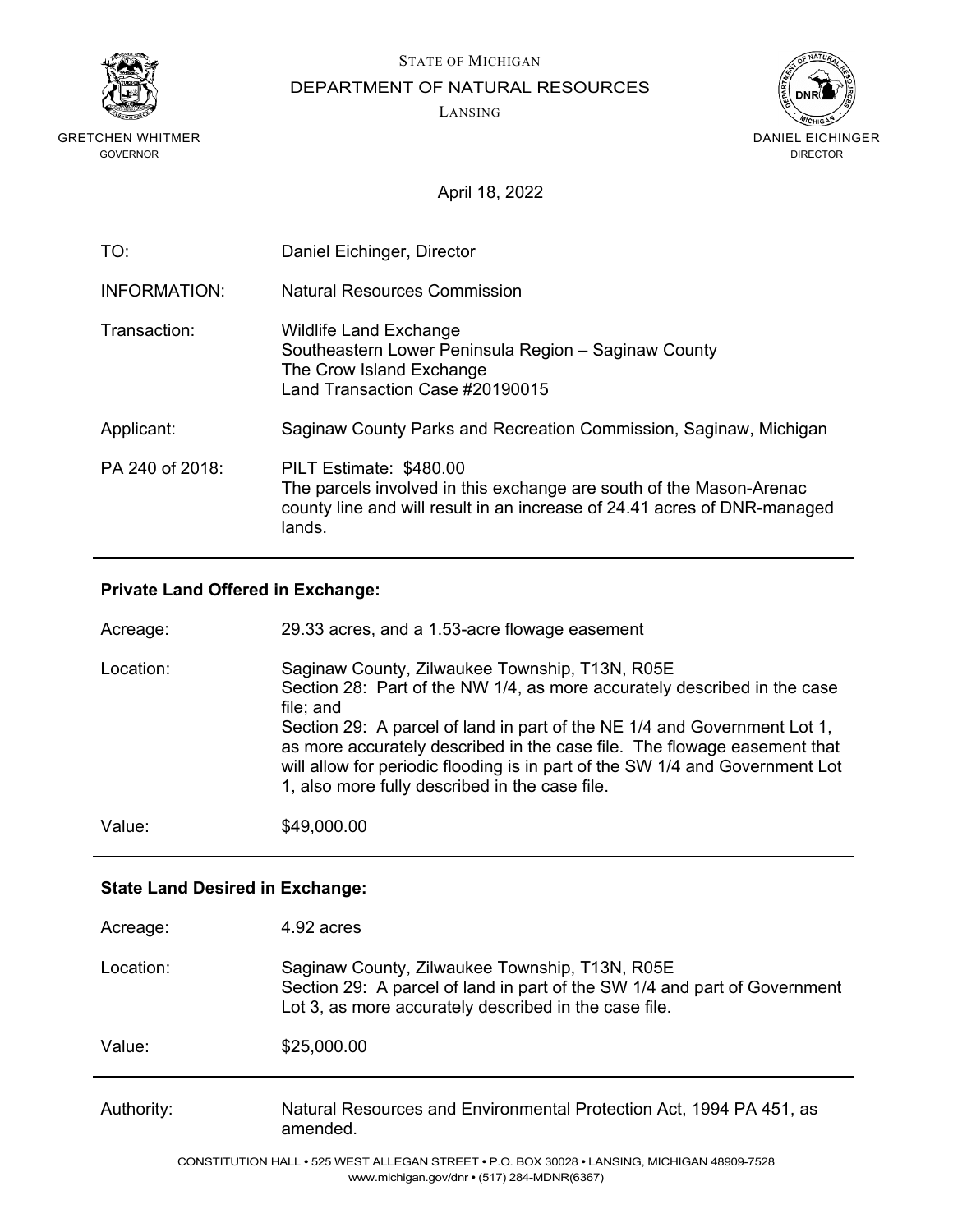STATE OF MICHIGAN

DEPARTMENT OF NATURAL RESOURCES

LANSING

GRETCHEN WHITMER
GOVERNOR

DANIEL EICHINGER
DIRECTOR

April 18, 2022

| | |
|---|---|
| TO: | Daniel Eichinger, Director |
| INFORMATION: | Natural Resources Commission |
| Transaction: | Wildlife Land Exchange<br>Southeastern Lower Peninsula Region – Saginaw County<br>The Crow Island Exchange<br>Land Transaction Case #20190015 |
| Applicant: | Saginaw County Parks and Recreation Commission, Saginaw, Michigan |
| PA 240 of 2018: | PILT Estimate: $480.00<br>The parcels involved in this exchange are south of the Mason-Arenac county line and will result in an increase of 24.41 acres of DNR-managed lands. |

---

**Private Land Offered in Exchange:**

| | |
|---|---|
| Acreage: | 29.33 acres, and a 1.53-acre flowage easement |
| Location: | Saginaw County, Zilwaukee Township, T13N, R05E<br>Section 28: Part of the NW 1/4, as more accurately described in the case file; and<br>Section 29: A parcel of land in part of the NE 1/4 and Government Lot 1, as more accurately described in the case file. The flowage easement that will allow for periodic flooding is in part of the SW 1/4 and Government Lot 1, also more fully described in the case file. |
| Value: | $49,000.00 |

---

**State Land Desired in Exchange:**

| | |
|---|---|
| Acreage: | 4.92 acres |
| Location: | Saginaw County, Zilwaukee Township, T13N, R05E<br>Section 29: A parcel of land in part of the SW 1/4 and part of Government Lot 3, as more accurately described in the case file. |
| Value: | $25,000.00 |

---

Authority: Natural Resources and Environmental Protection Act, 1994 PA 451, as amended.

CONSTITUTION HALL • 525 WEST ALLEGAN STREET • P.O. BOX 30028 • LANSING, MICHIGAN 48909-7528
www.michigan.gov/dnr • (517) 284-MDNR(6367)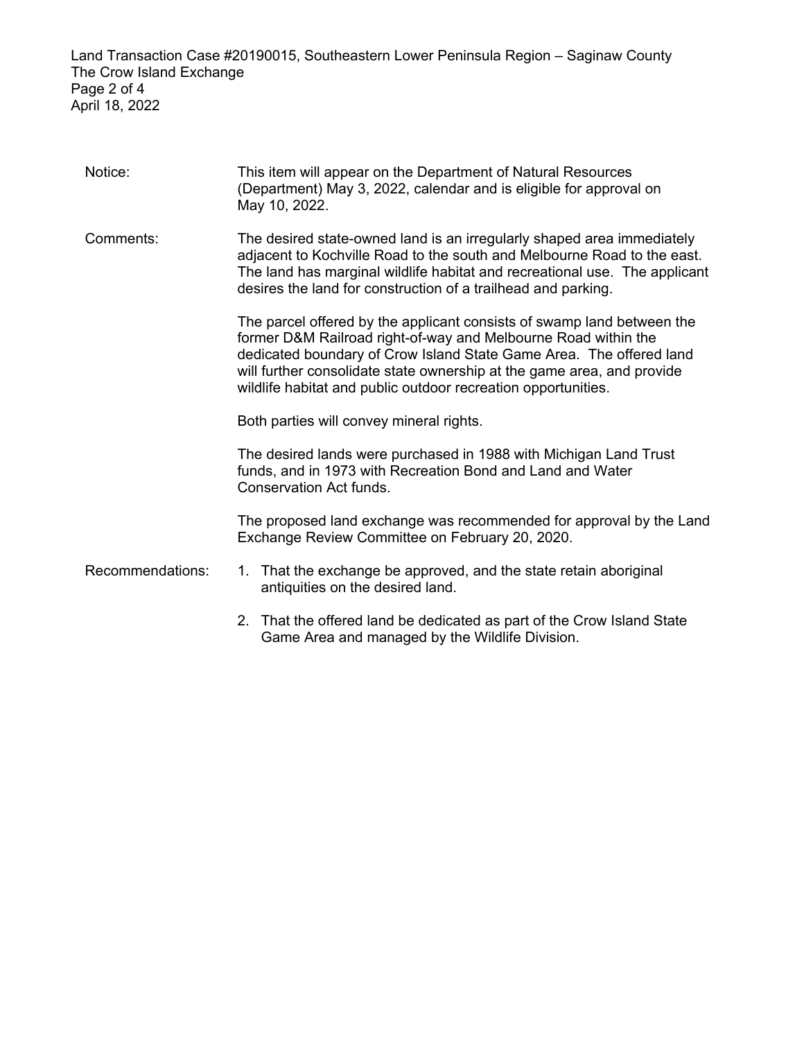**Notice:** This item will appear on the Department of Natural Resources (Department) May 3, 2022, calendar and is eligible for approval on May 10, 2022.

**Comments:** The desired state-owned land is an irregularly shaped area immediately adjacent to Kochville Road to the south and Melbourne Road to the east. The land has marginal wildlife habitat and recreational use. The applicant desires the land for construction of a trailhead and parking.

The parcel offered by the applicant consists of swamp land between the former D&M Railroad right-of-way and Melbourne Road within the dedicated boundary of Crow Island State Game Area. The offered land will further consolidate state ownership at the game area, and provide wildlife habitat and public outdoor recreation opportunities.

Both parties will convey mineral rights.

The desired lands were purchased in 1988 with Michigan Land Trust funds, and in 1973 with Recreation Bond and Land and Water Conservation Act funds.

The proposed land exchange was recommended for approval by the Land Exchange Review Committee on February 20, 2020.

**Recommendations:**

1. That the exchange be approved, and the state retain aboriginal antiquities on the desired land.
2. That the offered land be dedicated as part of the Crow Island State Game Area and managed by the Wildlife Division.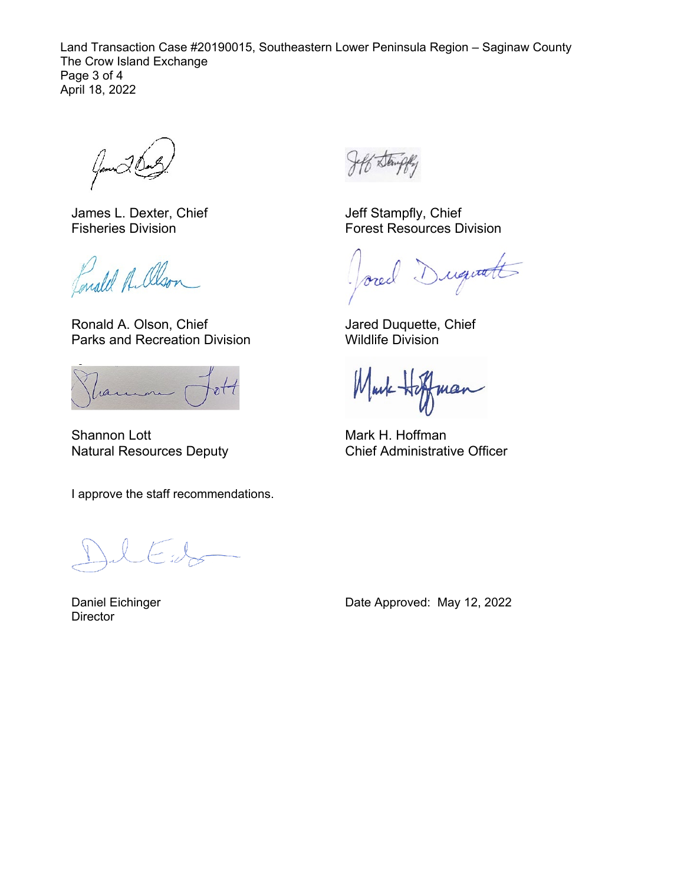James L. Dexter, Chief
Fisheries Division

Jeff Stampfly, Chief
Forest Resources Division

Ronald A. Olson, Chief
Parks and Recreation Division

Jared Duquette, Chief
Wildlife Division

Shannon Lott
Natural Resources Deputy

Mark H. Hoffman
Chief Administrative Officer

I approve the staff recommendations.

Daniel Eichinger
Director

Date Approved: May 12, 2022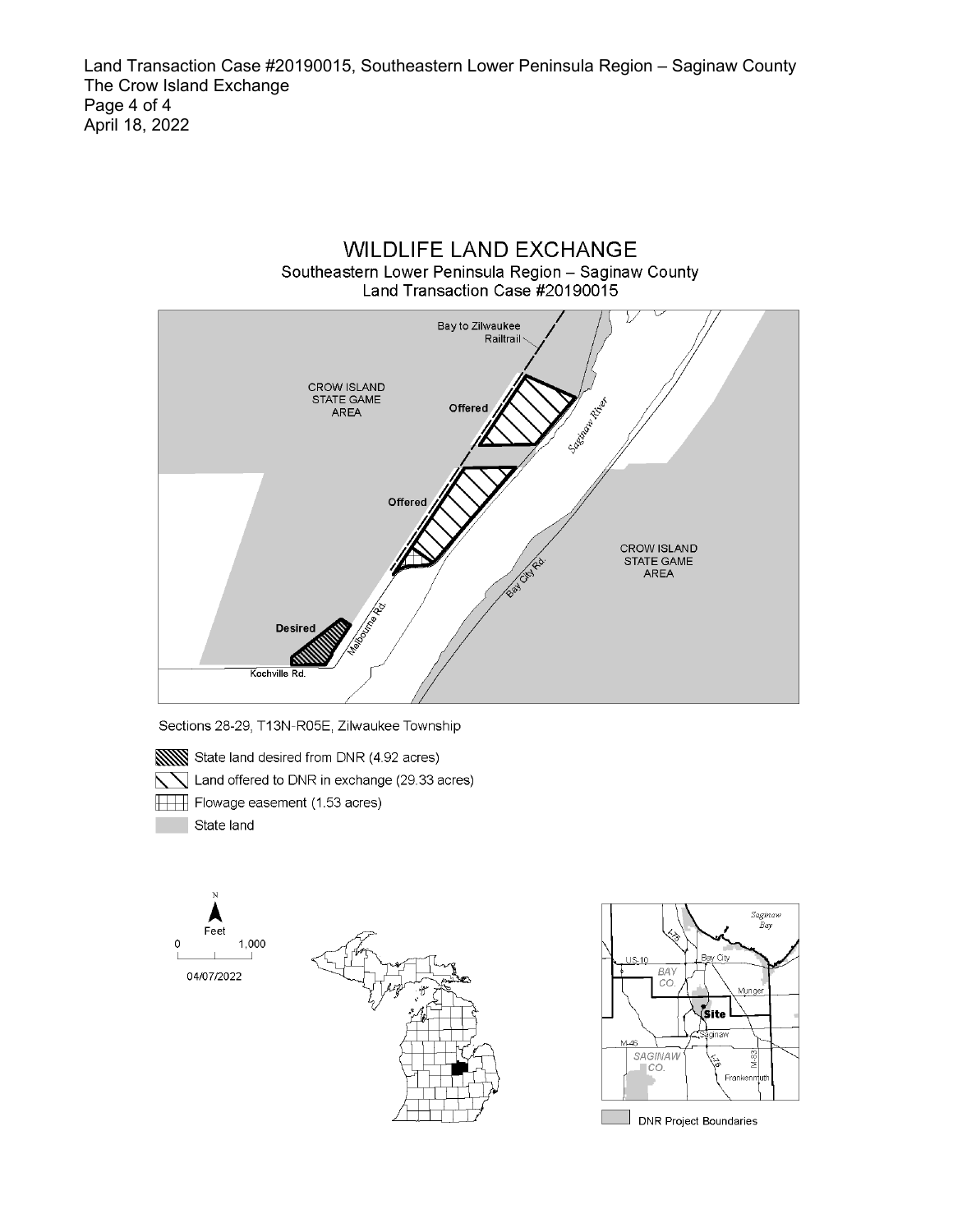# WILDLIFE LAND EXCHANGE

Southeastern Lower Peninsula Region – Saginaw County
Land Transaction Case #20190015

Bay to Zilwaukee Railtrail

CROW ISLAND STATE GAME AREA

Offered

Offered

Saginaw River

Bay City Rd.

CROW ISLAND STATE GAME AREA

Desired

Melbourne Rd.

Kochville Rd.

Sections 28-29, T13N-R05E, Zilwaukee Township

State land desired from DNR (4.92 acres)

Land offered to DNR in exchange (29.33 acres)

Flowage easement (1.53 acres)

State land

N

Feet

0 1,000

04/07/2022

Saginaw Bay

I-75

US-10

Bay City

BAY CO.

Munger

Site

Saginaw

M-46

SAGINAW CO.

I-75

M-83

Frankenmuth

DNR Project Boundaries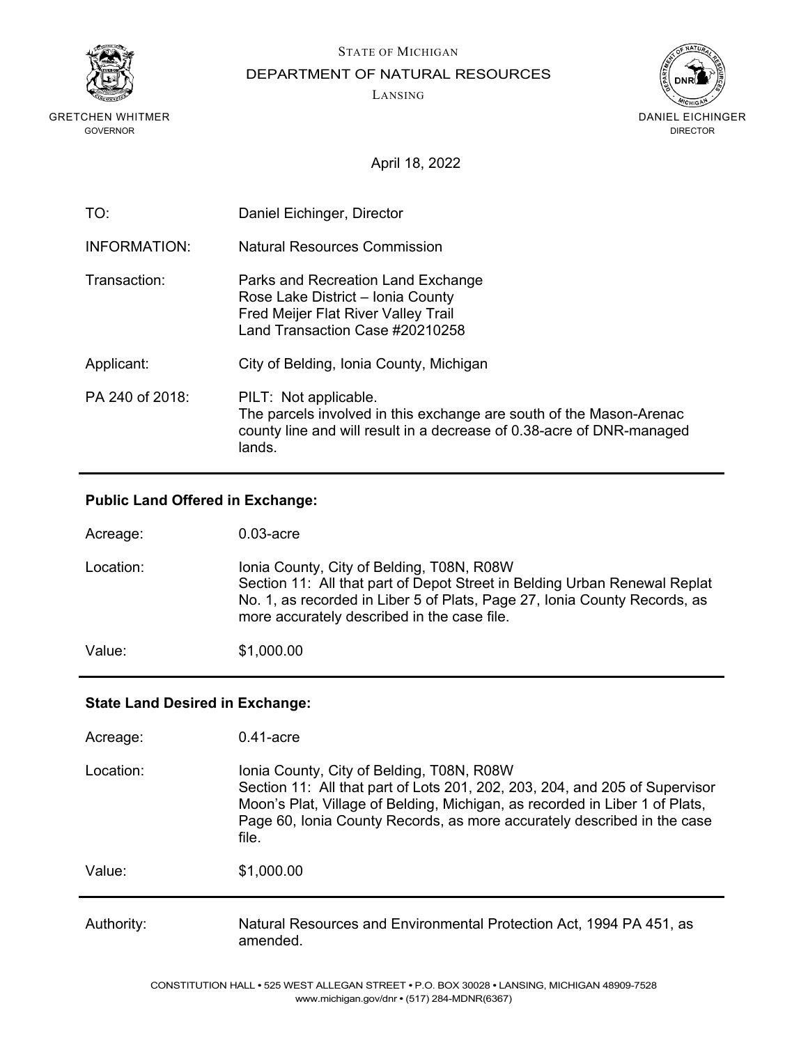STATE OF MICHIGAN

DEPARTMENT OF NATURAL RESOURCES

LANSING

GRETCHEN WHITMER
GOVERNOR

DANIEL EICHINGER
DIRECTOR

April 18, 2022

| | |
|---|---|
| TO: | Daniel Eichinger, Director |
| INFORMATION: | Natural Resources Commission |
| Transaction: | Parks and Recreation Land Exchange<br>Rose Lake District – Ionia County<br>Fred Meijer Flat River Valley Trail<br>Land Transaction Case #20210258 |
| Applicant: | City of Belding, Ionia County, Michigan |
| PA 240 of 2018: | PILT: Not applicable.<br>The parcels involved in this exchange are south of the Mason-Arenac county line and will result in a decrease of 0.38-acre of DNR-managed lands. |

**Public Land Offered in Exchange:**

| | |
|---|---|
| Acreage: | 0.03-acre |
| Location: | Ionia County, City of Belding, T08N, R08W<br>Section 11: All that part of Depot Street in Belding Urban Renewal Replat No. 1, as recorded in Liber 5 of Plats, Page 27, Ionia County Records, as more accurately described in the case file. |
| Value: | $1,000.00 |

**State Land Desired in Exchange:**

| | |
|---|---|
| Acreage: | 0.41-acre |
| Location: | Ionia County, City of Belding, T08N, R08W<br>Section 11: All that part of Lots 201, 202, 203, 204, and 205 of Supervisor Moon's Plat, Village of Belding, Michigan, as recorded in Liber 1 of Plats, Page 60, Ionia County Records, as more accurately described in the case file. |
| Value: | $1,000.00 |

| | |
|---|---|
| Authority: | Natural Resources and Environmental Protection Act, 1994 PA 451, as amended. |

CONSTITUTION HALL • 525 WEST ALLEGAN STREET • P.O. BOX 30028 • LANSING, MICHIGAN 48909-7528
www.michigan.gov/dnr • (517) 284-MDNR(6367)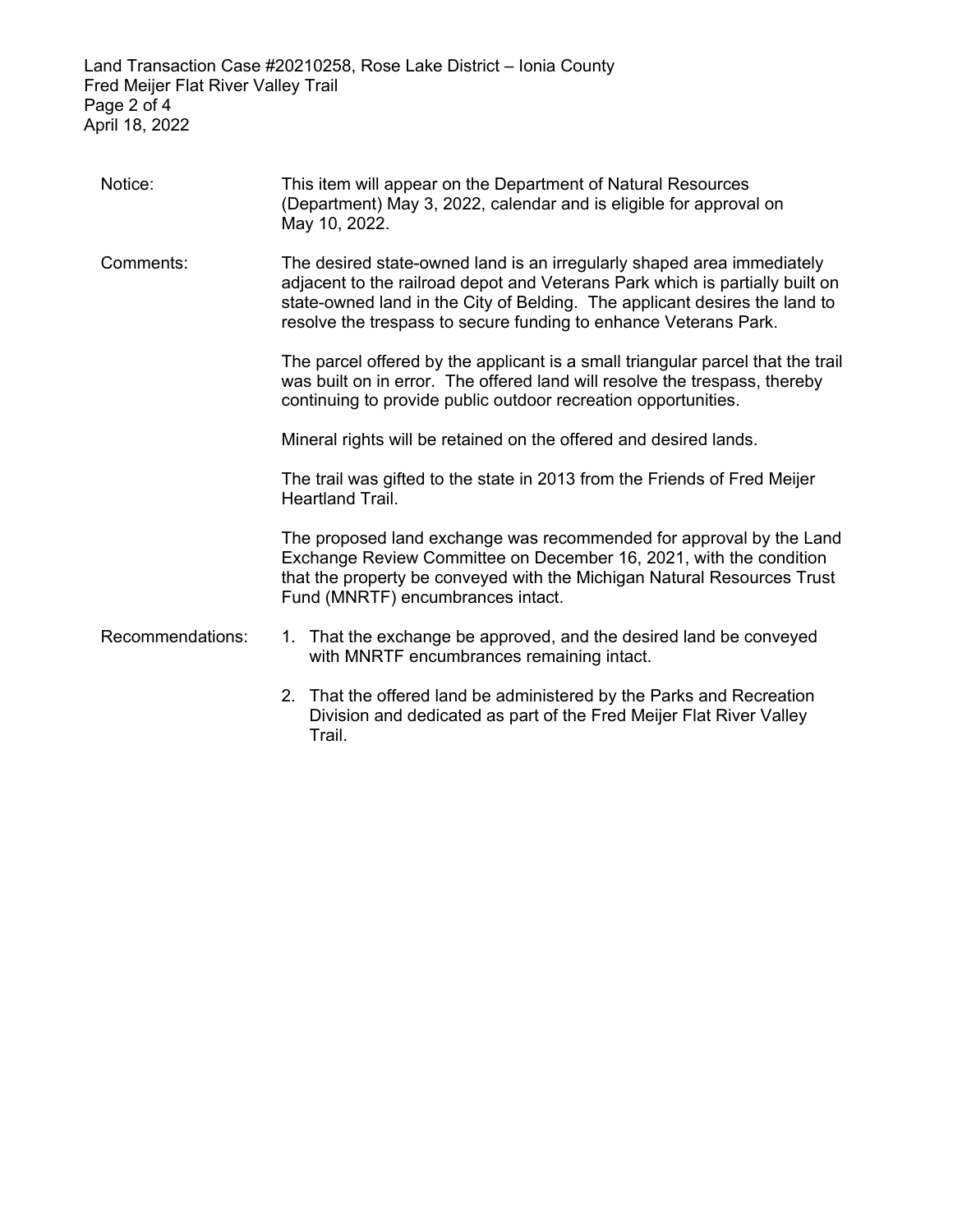| | |
|---|---|
| Notice: | This item will appear on the Department of Natural Resources (Department) May 3, 2022, calendar and is eligible for approval on May 10, 2022. |
| Comments: | The desired state-owned land is an irregularly shaped area immediately adjacent to the railroad depot and Veterans Park which is partially built on state-owned land in the City of Belding. The applicant desires the land to resolve the trespass to secure funding to enhance Veterans Park. |

The parcel offered by the applicant is a small triangular parcel that the trail was built on in error. The offered land will resolve the trespass, thereby continuing to provide public outdoor recreation opportunities.

Mineral rights will be retained on the offered and desired lands.

The trail was gifted to the state in 2013 from the Friends of Fred Meijer Heartland Trail.

The proposed land exchange was recommended for approval by the Land Exchange Review Committee on December 16, 2021, with the condition that the property be conveyed with the Michigan Natural Resources Trust Fund (MNRTF) encumbrances intact.

Recommendations:

1. That the exchange be approved, and the desired land be conveyed with MNRTF encumbrances remaining intact.
2. That the offered land be administered by the Parks and Recreation Division and dedicated as part of the Fred Meijer Flat River Valley Trail.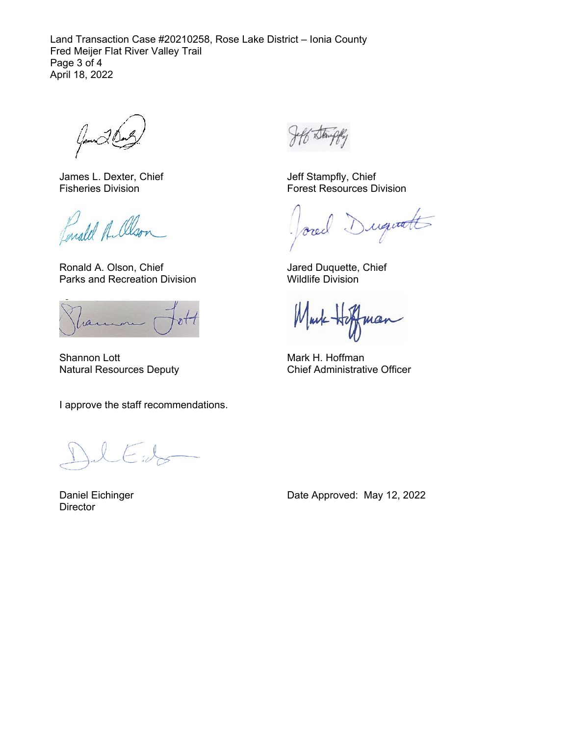James L. Dexter, Chief
Fisheries Division

Jeff Stampfly, Chief
Forest Resources Division

Ronald A. Olson, Chief
Parks and Recreation Division

Jared Duquette, Chief
Wildlife Division

Shannon Lott
Natural Resources Deputy

Mark H. Hoffman
Chief Administrative Officer

I approve the staff recommendations.

Daniel Eichinger
Director

Date Approved: May 12, 2022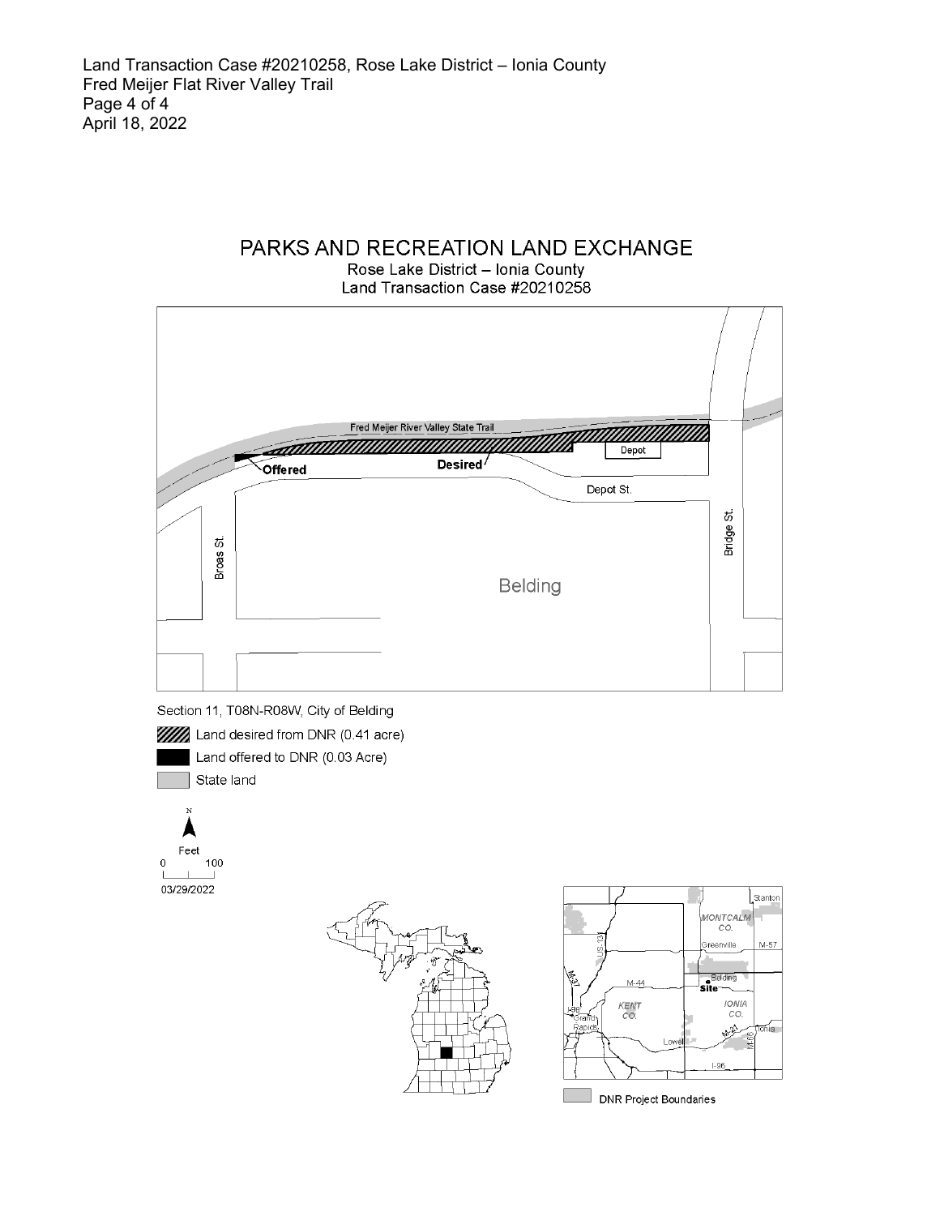# PARKS AND RECREATION LAND EXCHANGE

Rose Lake District – Ionia County
Land Transaction Case #20210258

Fred Meijer River Valley State Trail

Depot

Offered

Desired

Depot St.

Broas St.

Bridge St.

Belding

Section 11, T08N-R08W, City of Belding

Land desired from DNR (0.41 acre)

Land offered to DNR (0.03 Acre)

State land

N

Feet

0 100

03/29/2022

Stanton

MONTCALM CO.

Greenville

M-57

US-131

M-37

M-44

Belding

Site

I-96

Grand Rapids

KENT CO.

IONIA CO.

M-21

Ionia

Lowell

M-66

I-96

DNR Project Boundaries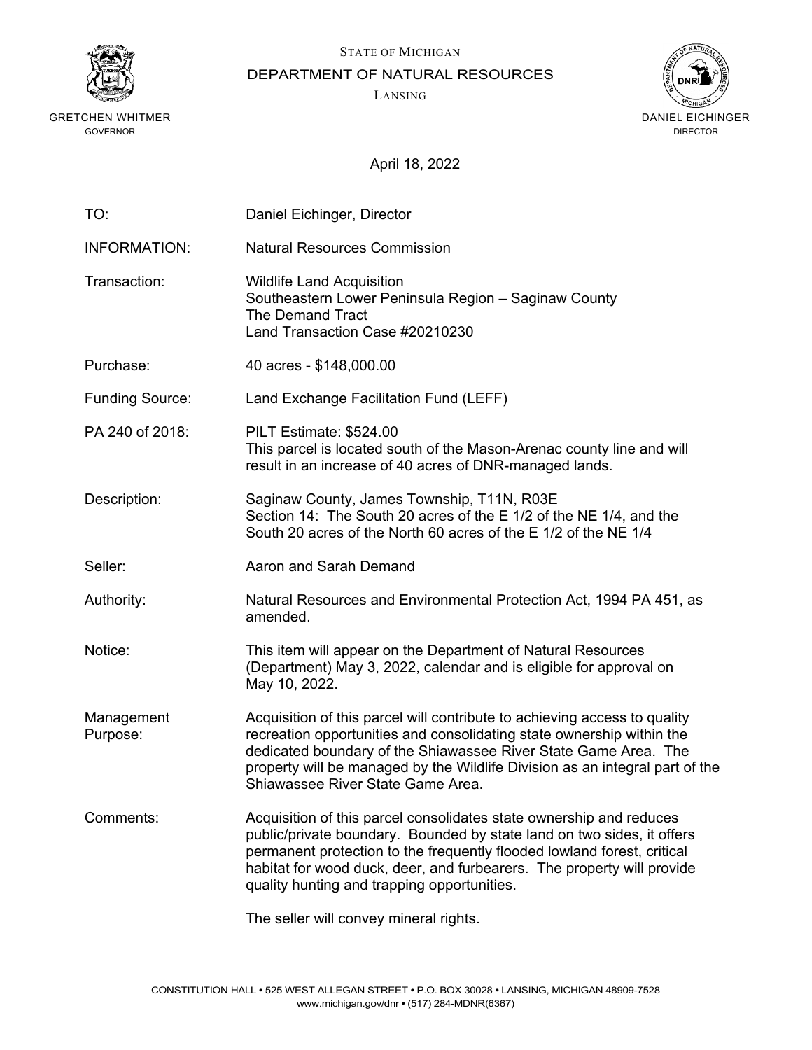STATE OF MICHIGAN

DEPARTMENT OF NATURAL RESOURCES

LANSING

GRETCHEN WHITMER
GOVERNOR

DANIEL EICHINGER
DIRECTOR

April 18, 2022

| | |
|---|---|
| TO: | Daniel Eichinger, Director |
| INFORMATION: | Natural Resources Commission |
| Transaction: | Wildlife Land Acquisition<br>Southeastern Lower Peninsula Region – Saginaw County<br>The Demand Tract<br>Land Transaction Case #20210230 |
| Purchase: | 40 acres - $148,000.00 |
| Funding Source: | Land Exchange Facilitation Fund (LEFF) |
| PA 240 of 2018: | PILT Estimate: $524.00<br>This parcel is located south of the Mason-Arenac county line and will result in an increase of 40 acres of DNR-managed lands. |
| Description: | Saginaw County, James Township, T11N, R03E<br>Section 14: The South 20 acres of the E 1/2 of the NE 1/4, and the South 20 acres of the North 60 acres of the E 1/2 of the NE 1/4 |
| Seller: | Aaron and Sarah Demand |
| Authority: | Natural Resources and Environmental Protection Act, 1994 PA 451, as amended. |
| Notice: | This item will appear on the Department of Natural Resources (Department) May 3, 2022, calendar and is eligible for approval on May 10, 2022. |
| Management Purpose: | Acquisition of this parcel will contribute to achieving access to quality recreation opportunities and consolidating state ownership within the dedicated boundary of the Shiawassee River State Game Area. The property will be managed by the Wildlife Division as an integral part of the Shiawassee River State Game Area. |
| Comments: | Acquisition of this parcel consolidates state ownership and reduces public/private boundary. Bounded by state land on two sides, it offers permanent protection to the frequently flooded lowland forest, critical habitat for wood duck, deer, and furbearers. The property will provide quality hunting and trapping opportunities.<br><br>The seller will convey mineral rights. |

CONSTITUTION HALL • 525 WEST ALLEGAN STREET • P.O. BOX 30028 • LANSING, MICHIGAN 48909-7528
www.michigan.gov/dnr • (517) 284-MDNR(6367)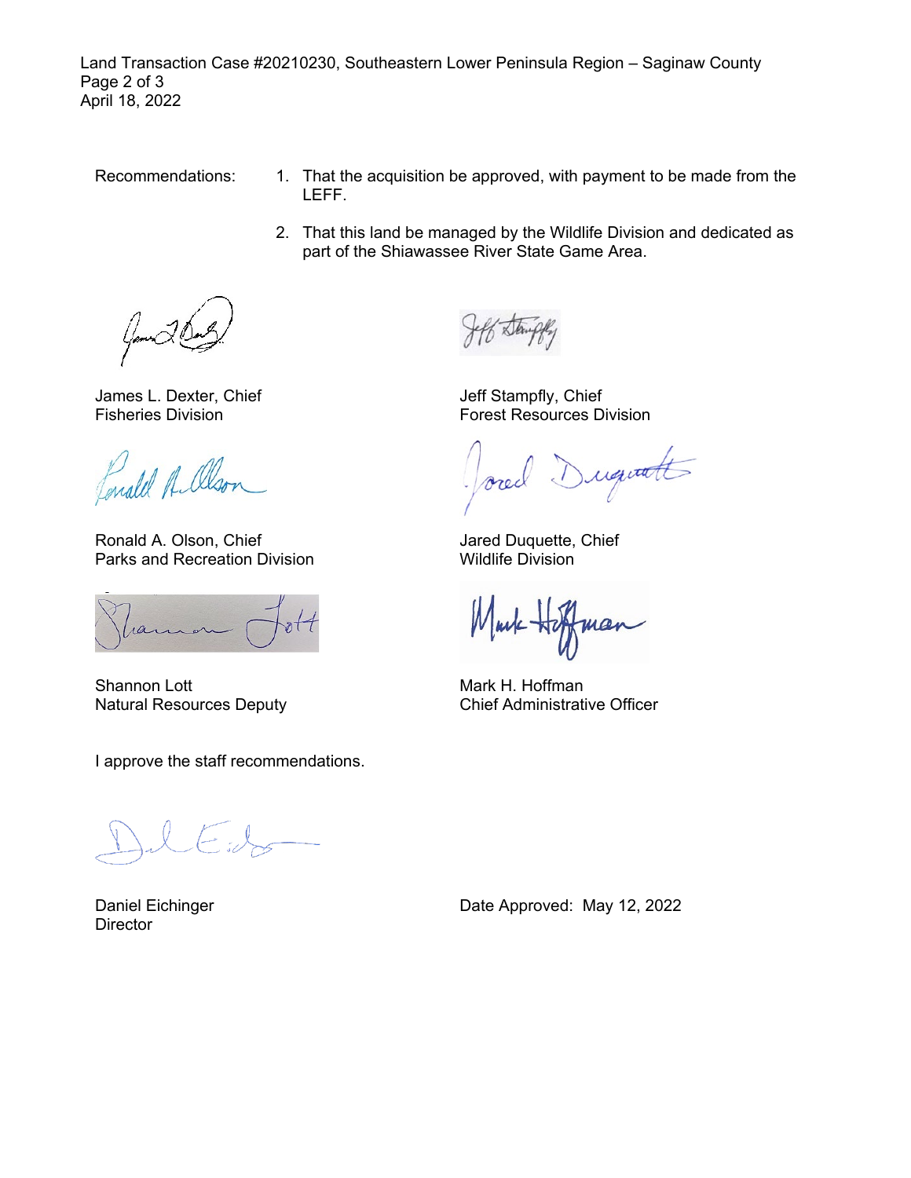Recommendations:

1. That the acquisition be approved, with payment to be made from the LEFF.
2. That this land be managed by the Wildlife Division and dedicated as part of the Shiawassee River State Game Area.

James L. Dexter, Chief
Fisheries Division

Jeff Stampfly, Chief
Forest Resources Division

Ronald A. Olson, Chief
Parks and Recreation Division

Jared Duquette, Chief
Wildlife Division

Shannon Lott
Natural Resources Deputy

Mark H. Hoffman
Chief Administrative Officer

I approve the staff recommendations.

Daniel Eichinger
Director

Date Approved: May 12, 2022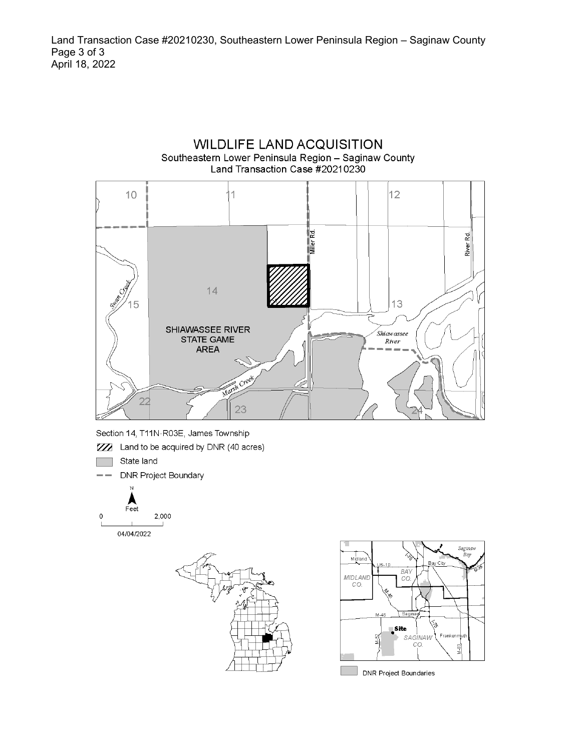# WILDLIFE LAND ACQUISITION

Southeastern Lower Peninsula Region – Saginaw County
Land Transaction Case #20210230

10
11
12
Miller Rd.
River Rd.
14
15
13
SHIAWASSEE RIVER STATE GAME AREA
Shiawassee River
Swan Creek
Marsh Creek
22
23
24

Section 14, T11N-R03E, James Township

Land to be acquired by DNR (40 acres)

State land

DNR Project Boundary

N

Feet

0 2,000

04/04/2022

Midland
US-10
I-75
Bay City
Saginaw Bay
M-25
MIDLAND CO.
BAY CO.
M-46
M-46
Saginaw
I-75
Site
M-52
SAGINAW CO.
Frankenmuth
M-83

DNR Project Boundaries